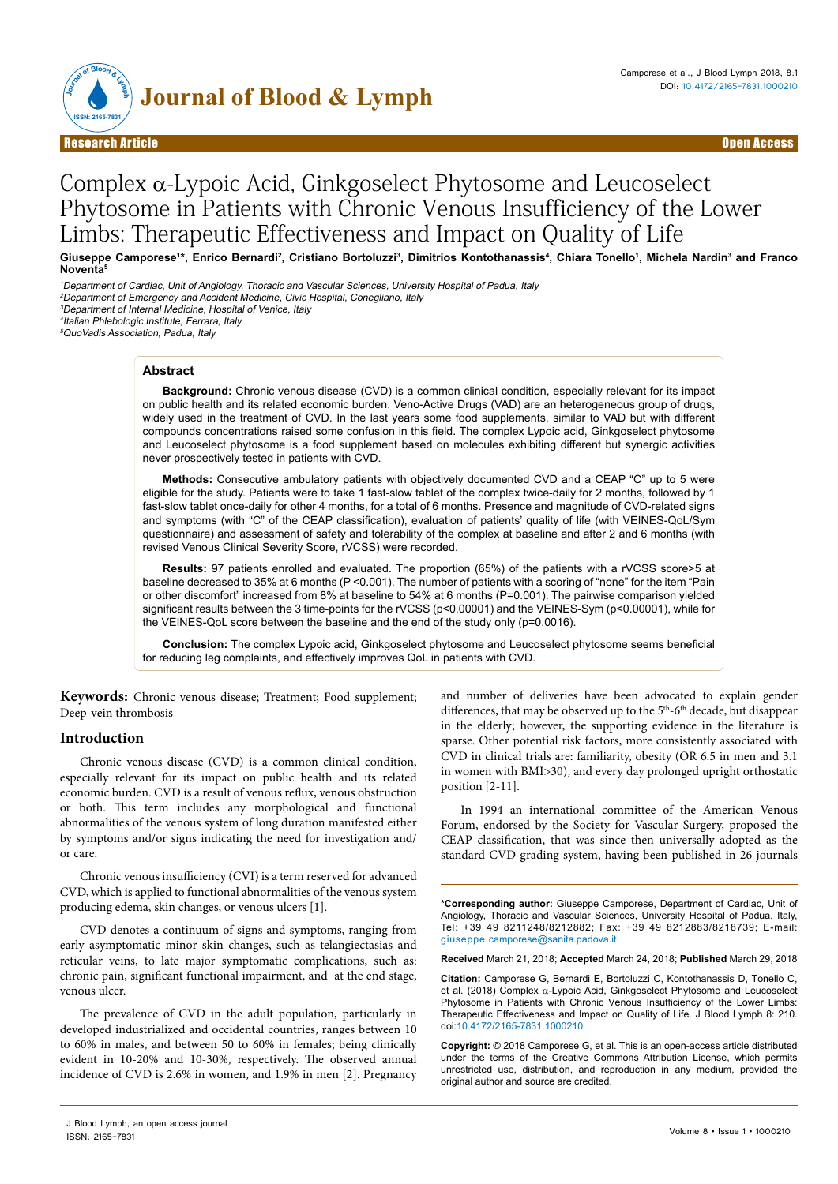Research Article Open Access

# Complex α-Lypoic Acid, Ginkgoselect Phytosome and Leucoselect Phytosome in Patients with Chronic Venous Insufficiency of the Lower Limbs: Therapeutic Effectiveness and Impact on Quality of Life

**Giuseppe Camporese[1]*, Enrico Bernardi[2], Cristiano Bortoluzzi[3], Dimitrios Kontothanassis[4], Chiara Tonello[1], Michela Nardin[3] and Franco Noventa[5]**

[1]*Department of Cardiac, Unit of Angiology, Thoracic and Vascular Sciences, University Hospital of Padua, Italy*
[2]*Department of Emergency and Accident Medicine, Civic Hospital, Conegliano, Italy*
[3]*Department of Internal Medicine, Hospital of Venice, Italy*
[4]*Italian Phlebologic Institute, Ferrara, Italy*
[5]*QuoVadis Association, Padua, Italy*

## Abstract

**Background:** Chronic venous disease (CVD) is a common clinical condition, especially relevant for its impact on public health and its related economic burden. Veno-Active Drugs (VAD) are an heterogeneous group of drugs, widely used in the treatment of CVD. In the last years some food supplements, similar to VAD but with different compounds concentrations raised some confusion in this field. The complex Lypoic acid, Ginkgoselect phytosome and Leucoselect phytosome is a food supplement based on molecules exhibiting different but synergic activities never prospectively tested in patients with CVD.

**Methods:** Consecutive ambulatory patients with objectively documented CVD and a CEAP "C" up to 5 were eligible for the study. Patients were to take 1 fast-slow tablet of the complex twice-daily for 2 months, followed by 1 fast-slow tablet once-daily for other 4 months, for a total of 6 months. Presence and magnitude of CVD-related signs and symptoms (with "C" of the CEAP classification), evaluation of patients' quality of life (with VEINES-QoL/Sym questionnaire) and assessment of safety and tolerability of the complex at baseline and after 2 and 6 months (with revised Venous Clinical Severity Score, rVCSS) were recorded.

**Results:** 97 patients enrolled and evaluated. The proportion (65%) of the patients with a rVCSS score>5 at baseline decreased to 35% at 6 months (P <0.001). The number of patients with a scoring of "none" for the item "Pain or other discomfort" increased from 8% at baseline to 54% at 6 months (P=0.001). The pairwise comparison yielded significant results between the 3 time-points for the rVCSS (p<0.00001) and the VEINES-Sym (p<0.00001), while for the VEINES-QoL score between the baseline and the end of the study only (p=0.0016).

**Conclusion:** The complex Lypoic acid, Ginkgoselect phytosome and Leucoselect phytosome seems beneficial for reducing leg complaints, and effectively improves QoL in patients with CVD.

**Keywords:** Chronic venous disease; Treatment; Food supplement; Deep-vein thrombosis

## Introduction

Chronic venous disease (CVD) is a common clinical condition, especially relevant for its impact on public health and its related economic burden. CVD is a result of venous reflux, venous obstruction or both. This term includes any morphological and functional abnormalities of the venous system of long duration manifested either by symptoms and/or signs indicating the need for investigation and/or care.

Chronic venous insufficiency (CVI) is a term reserved for advanced CVD, which is applied to functional abnormalities of the venous system producing edema, skin changes, or venous ulcers [1].

CVD denotes a continuum of signs and symptoms, ranging from early asymptomatic minor skin changes, such as telangiectasias and reticular veins, to late major symptomatic complications, such as: chronic pain, significant functional impairment, and at the end stage, venous ulcer.

The prevalence of CVD in the adult population, particularly in developed industrialized and occidental countries, ranges between 10 to 60% in males, and between 50 to 60% in females; being clinically evident in 10-20% and 10-30%, respectively. The observed annual incidence of CVD is 2.6% in women, and 1.9% in men [2]. Pregnancy and number of deliveries have been advocated to explain gender differences, that may be observed up to the 5th-6th decade, but disappear in the elderly; however, the supporting evidence in the literature is sparse. Other potential risk factors, more consistently associated with CVD in clinical trials are: familiarity, obesity (OR 6.5 in men and 3.1 in women with BMI>30), and every day prolonged upright orthostatic position [2-11].

In 1994 an international committee of the American Venous Forum, endorsed by the Society for Vascular Surgery, proposed the CEAP classification, that was since then universally adopted as the standard CVD grading system, having been published in 26 journals

**\*Corresponding author:** Giuseppe Camporese, Department of Cardiac, Unit of Angiology, Thoracic and Vascular Sciences, University Hospital of Padua, Italy, Tel: +39 49 8211248/8212882; Fax: +39 49 8212883/8218739; E-mail: giuseppe.camporese@sanita.padova.it

**Received** March 21, 2018; **Accepted** March 24, 2018; **Published** March 29, 2018

**Citation:** Camporese G, Bernardi E, Bortoluzzi C, Kontothanassis D, Tonello C, et al. (2018) Complex α-Lypoic Acid, Ginkgoselect Phytosome and Leucoselect Phytosome in Patients with Chronic Venous Insufficiency of the Lower Limbs: Therapeutic Effectiveness and Impact on Quality of Life. J Blood Lymph 8: 210. doi:10.4172/2165-7831.1000210

**Copyright:** © 2018 Camporese G, et al. This is an open-access article distributed under the terms of the Creative Commons Attribution License, which permits unrestricted use, distribution, and reproduction in any medium, provided the original author and source are credited.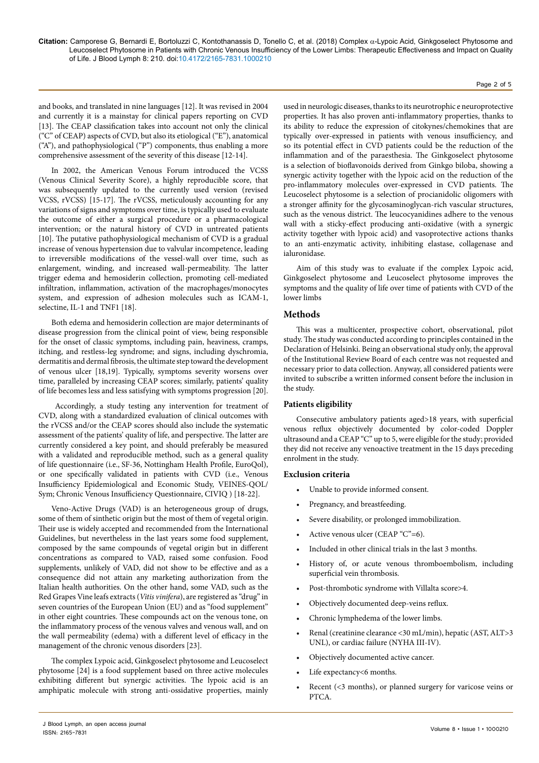and books, and translated in nine languages [12]. It was revised in 2004 and currently it is a mainstay for clinical papers reporting on CVD [13]. The CEAP classification takes into account not only the clinical ("C" of CEAP) aspects of CVD, but also its etiological ("E"), anatomical ("A"), and pathophysiological ("P") components, thus enabling a more comprehensive assessment of the severity of this disease [12-14].

In 2002, the American Venous Forum introduced the VCSS (Venous Clinical Severity Score), a highly reproducible score, that was subsequently updated to the currently used version (revised VCSS, rVCSS) [15-17]. The rVCSS, meticulously accounting for any variations of signs and symptoms over time, is typically used to evaluate the outcome of either a surgical procedure or a pharmacological intervention; or the natural history of CVD in untreated patients [10]. The putative pathophysiological mechanism of CVD is a gradual increase of venous hypertension due to valvular incompetence, leading to irreversible modifications of the vessel-wall over time, such as enlargement, winding, and increased wall-permeability. The latter trigger edema and hemosiderin collection, promoting cell-mediated infiltration, inflammation, activation of the macrophages/monocytes system, and expression of adhesion molecules such as ICAM-1, selectine, IL-1 and TNF1 [18].

Both edema and hemosiderin collection are major determinants of disease progression from the clinical point of view, being responsible for the onset of classic symptoms, including pain, heaviness, cramps, itching, and restless-leg syndrome; and signs, including dyschromia, dermatitis and dermal fibrosis, the ultimate step toward the development of venous ulcer [18,19]. Typically, symptoms severity worsens over time, paralleled by increasing CEAP scores; similarly, patients' quality of life becomes less and less satisfying with symptoms progression [20].

Accordingly, a study testing any intervention for treatment of CVD, along with a standardized evaluation of clinical outcomes with the rVCSS and/or the CEAP scores should also include the systematic assessment of the patients' quality of life, and perspective. The latter are currently considered a key point, and should preferably be measured with a validated and reproducible method, such as a general quality of life questionnaire (i.e., SF-36, Nottingham Health Profile, EuroQol), or one specifically validated in patients with CVD (i.e., Venous Insufficiency Epidemiological and Economic Study, VEINES-QOL/Sym; Chronic Venous Insufficiency Questionnaire, CIVIQ ) [18-22].

Veno-Active Drugs (VAD) is an heterogeneous group of drugs, some of them of sinthetic origin but the most of them of vegetal origin. Their use is widely accepted and recommended from the International Guidelines, but nevertheless in the last years some food supplement, composed by the same compounds of vegetal origin but in different concentrations as compared to VAD, raised some confusion. Food supplements, unlikely of VAD, did not show to be effective and as a consequence did not attain any marketing authorization from the Italian health authorities. On the other hand, some VAD, such as the Red Grapes Vine leafs extracts (*Vitis vinifera*), are registered as "drug" in seven countries of the European Union (EU) and as "food supplement" in other eight countries. These compounds act on the venous tone, on the inflammatory process of the venous valves and venous wall, and on the wall permeability (edema) with a different level of efficacy in the management of the chronic venous disorders [23].

The complex Lypoic acid, Ginkgoselect phytosome and Leucoselect phytosome [24] is a food supplement based on three active molecules exhibiting different but synergic activities. The lypoic acid is an amphipatic molecule with strong anti-ossidative properties, mainly used in neurologic diseases, thanks to its neurotrophic e neuroprotective properties. It has also proven anti-inflammatory properties, thanks to its ability to reduce the expression of citokynes/chemokines that are typically over-expressed in patients with venous insufficiency, and so its potential effect in CVD patients could be the reduction of the inflammation and of the paraesthesia. The Ginkgoselect phytosome is a selection of bioflavonoids derived from Ginkgo biloba, showing a synergic activity together with the lypoic acid on the reduction of the pro-inflammatory molecules over-expressed in CVD patients. The Leucoselect phytosome is a selection of procianidolic oligomers with a stronger affinity for the glycosaminoglycan-rich vascular structures, such as the venous district. The leucocyanidines adhere to the venous wall with a sticky-effect producing anti-oxidative (with a synergic activity together with lypoic acid) and vasoprotective actions thanks to an anti-enzymatic activity, inhibiting elastase, collagenase and ialuronidase.

Aim of this study was to evaluate if the complex Lypoic acid, Ginkgoselect phytosome and Leucoselect phytosome improves the symptoms and the quality of life over time of patients with CVD of the lower limbs

## Methods

This was a multicenter, prospective cohort, observational, pilot study. The study was conducted according to principles contained in the Declaration of Helsinki. Being an observational study only, the approval of the Institutional Review Board of each centre was not requested and necessary prior to data collection. Anyway, all considered patients were invited to subscribe a written informed consent before the inclusion in the study.

### Patients eligibility

Consecutive ambulatory patients aged>18 years, with superficial venous reflux objectively documented by color-coded Doppler ultrasound and a CEAP "C" up to 5, were eligible for the study; provided they did not receive any venoactive treatment in the 15 days preceding enrolment in the study.

### Exclusion criteria

- Unable to provide informed consent.
- Pregnancy, and breastfeeding.
- Severe disability, or prolonged immobilization.
- Active venous ulcer (CEAP "C"=6).
- Included in other clinical trials in the last 3 months.
- History of, or acute venous thromboembolism, including superficial vein thrombosis.
- Post-thrombotic syndrome with Villalta score>4.
- Objectively documented deep-veins reflux.
- Chronic lymphedema of the lower limbs.
- Renal (creatinine clearance <30 mL/min), hepatic (AST, ALT>3 UNL), or cardiac failure (NYHA III-IV).
- Objectively documented active cancer.
- Life expectancy<6 months.
- Recent (<3 months), or planned surgery for varicose veins or PTCA.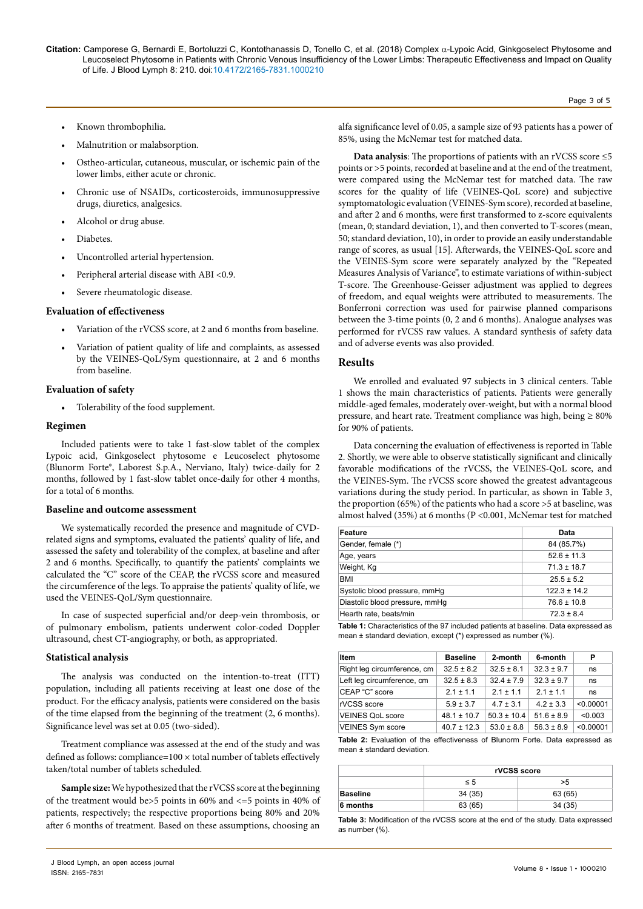- Known thrombophilia.
- Malnutrition or malabsorption.
- Ostheo-articular, cutaneous, muscular, or ischemic pain of the lower limbs, either acute or chronic.
- Chronic use of NSAIDs, corticosteroids, immunosuppressive drugs, diuretics, analgesics.
- Alcohol or drug abuse.
- Diabetes.
- Uncontrolled arterial hypertension.
- Peripheral arterial disease with ABI <0.9.
- Severe rheumatologic disease.

### Evaluation of effectiveness

- Variation of the rVCSS score, at 2 and 6 months from baseline.
- Variation of patient quality of life and complaints, as assessed by the VEINES-QoL/Sym questionnaire, at 2 and 6 months from baseline.

### Evaluation of safety

- Tolerability of the food supplement.

### Regimen

Included patients were to take 1 fast-slow tablet of the complex Lypoic acid, Ginkgoselect phytosome e Leucoselect phytosome (Blunorm Forte®, Laborest S.p.A., Nerviano, Italy) twice-daily for 2 months, followed by 1 fast-slow tablet once-daily for other 4 months, for a total of 6 months.

### Baseline and outcome assessment

We systematically recorded the presence and magnitude of CVD-related signs and symptoms, evaluated the patients' quality of life, and assessed the safety and tolerability of the complex, at baseline and after 2 and 6 months. Specifically, to quantify the patients' complaints we calculated the "C" score of the CEAP, the rVCSS score and measured the circumference of the legs. To appraise the patients' quality of life, we used the VEINES-QoL/Sym questionnaire.

In case of suspected superficial and/or deep-vein thrombosis, or of pulmonary embolism, patients underwent color-coded Doppler ultrasound, chest CT-angiography, or both, as appropriated.

### Statistical analysis

The analysis was conducted on the intention-to-treat (ITT) population, including all patients receiving at least one dose of the product. For the efficacy analysis, patients were considered on the basis of the time elapsed from the beginning of the treatment (2, 6 months). Significance level was set at 0.05 (two-sided).

Treatment compliance was assessed at the end of the study and was defined as follows: compliance=100 × total number of tablets effectively taken/total number of tablets scheduled.

**Sample size:** We hypothesized that the rVCSS score at the beginning of the treatment would be>5 points in 60% and <=5 points in 40% of patients, respectively; the respective proportions being 80% and 20% after 6 months of treatment. Based on these assumptions, choosing an alfa significance level of 0.05, a sample size of 93 patients has a power of 85%, using the McNemar test for matched data.

**Data analysis**: The proportions of patients with an rVCSS score ≤5 points or >5 points, recorded at baseline and at the end of the treatment, were compared using the McNemar test for matched data. The raw scores for the quality of life (VEINES-QoL score) and subjective symptomatologic evaluation (VEINES-Sym score), recorded at baseline, and after 2 and 6 months, were first transformed to z-score equivalents (mean, 0; standard deviation, 1), and then converted to T-scores (mean, 50; standard deviation, 10), in order to provide an easily understandable range of scores, as usual [15]. Afterwards, the VEINES-QoL score and the VEINES-Sym score were separately analyzed by the "Repeated Measures Analysis of Variance", to estimate variations of within-subject T-score. The Greenhouse-Geisser adjustment was applied to degrees of freedom, and equal weights were attributed to measurements. The Bonferroni correction was used for pairwise planned comparisons between the 3-time points (0, 2 and 6 months). Analogue analyses was performed for rVCSS raw values. A standard synthesis of safety data and of adverse events was also provided.

## Results

We enrolled and evaluated 97 subjects in 3 clinical centers. Table 1 shows the main characteristics of patients. Patients were generally middle-aged females, moderately over-weight, but with a normal blood pressure, and heart rate. Treatment compliance was high, being ≥ 80% for 90% of patients.

Data concerning the evaluation of effectiveness is reported in Table 2. Shortly, we were able to observe statistically significant and clinically favorable modifications of the rVCSS, the VEINES-QoL score, and the VEINES-Sym. The rVCSS score showed the greatest advantageous variations during the study period. In particular, as shown in Table 3, the proportion (65%) of the patients who had a score >5 at baseline, was almost halved (35%) at 6 months (P <0.001, McNemar test for matched

| Feature | Data |
|---|---|
| Gender, female (*) | 84 (85.7%) |
| Age, years | 52.6 ± 11.3 |
| Weight, Kg | 71.3 ± 18.7 |
| BMI | 25.5 ± 5.2 |
| Systolic blood pressure, mmHg | 122.3 ± 14.2 |
| Diastolic blood pressure, mmHg | 76.6 ± 10.8 |
| Hearth rate, beats/min | 72.3 ± 8.4 |

**Table 1:** Characteristics of the 97 included patients at baseline. Data expressed as mean ± standard deviation, except (*) expressed as number (%).

| Item | Baseline | 2-month | 6-month | P |
|---|---|---|---|---|
| Right leg circumference, cm | 32.5 ± 8.2 | 32.5 ± 8.1 | 32.3 ± 9.7 | ns |
| Left leg circumference, cm | 32.5 ± 8.3 | 32.4 ± 7.9 | 32.3 ± 9.7 | ns |
| CEAP "C" score | 2.1 ± 1.1 | 2.1 ± 1.1 | 2.1 ± 1.1 | ns |
| rVCSS score | 5.9 ± 3.7 | 4.7 ± 3.1 | 4.2 ± 3.3 | <0.00001 |
| VEINES QoL score | 48.1 ± 10.7 | 50.3 ± 10.4 | 51.6 ± 8.9 | <0.003 |
| VEINES Sym score | 40.7 ± 12.3 | 53.0 ± 8.8 | 56.3 ± 8.9 | <0.00001 |

**Table 2:** Evaluation of the effectiveness of Blunorm Forte. Data expressed as mean ± standard deviation.

| | rVCSS score | |
|---|---|---|
| | ≤ 5 | >5 |
| **Baseline** | 34 (35) | 63 (65) |
| **6 months** | 63 (65) | 34 (35) |

**Table 3:** Modification of the rVCSS score at the end of the study. Data expressed as number (%).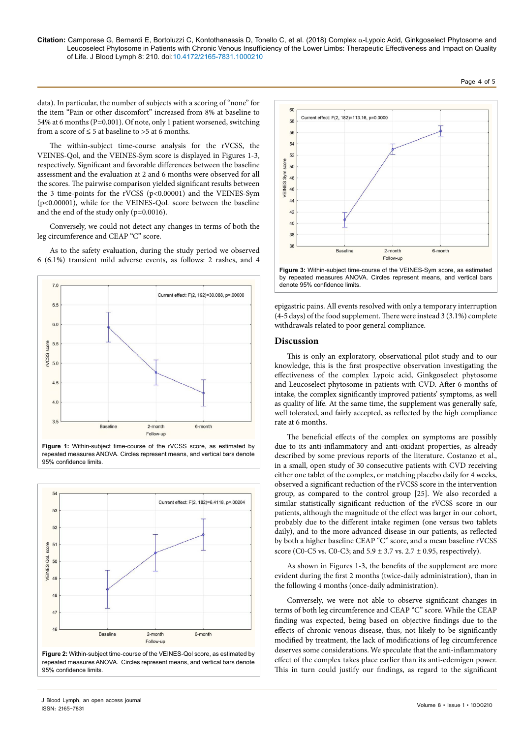data). In particular, the number of subjects with a scoring of "none" for the item "Pain or other discomfort" increased from 8% at baseline to 54% at 6 months (P=0.001). Of note, only 1 patient worsened, switching from a score of ≤ 5 at baseline to >5 at 6 months.

The within-subject time-course analysis for the rVCSS, the VEINES-Qol, and the VEINES-Sym score is displayed in Figures 1-3, respectively. Significant and favorable differences between the baseline assessment and the evaluation at 2 and 6 months were observed for all the scores. The pairwise comparison yielded significant results between the 3 time-points for the rVCSS ($p<0.00001$) and the VEINES-Sym ($p<0.00001$), while for the VEINES-QoL score between the baseline and the end of the study only ($p=0.0016$).

Conversely, we could not detect any changes in terms of both the leg circumference and CEAP "C" score.

As to the safety evaluation, during the study period we observed 6 (6.1%) transient mild adverse events, as follows: 2 rashes, and 4 epigastric pains. All events resolved with only a temporary interruption (4-5 days) of the food supplement. There were instead 3 (3.1%) complete withdrawals related to poor general compliance.

**Figure 1:** Within-subject time-course of the rVCSS score, as estimated by repeated measures ANOVA. Circles represent means, and vertical bars denote 95% confidence limits.

**Figure 2:** Within-subject time-course of the VEINES-Qol score, as estimated by repeated measures ANOVA. Circles represent means, and vertical bars denote 95% confidence limits.

**Figure 3:** Within-subject time-course of the VEINES-Sym score, as estimated by repeated measures ANOVA. Circles represent means, and vertical bars denote 95% confidence limits.

## Discussion

This is only an exploratory, observational pilot study and to our knowledge, this is the first prospective observation investigating the effectiveness of the complex Lypoic acid, Ginkgoselect phytosome and Leucoselect phytosome in patients with CVD. After 6 months of intake, the complex significantly improved patients' symptoms, as well as quality of life. At the same time, the supplement was generally safe, well tolerated, and fairly accepted, as reflected by the high compliance rate at 6 months.

The beneficial effects of the complex on symptoms are possibly due to its anti-inflammatory and anti-oxidant properties, as already described by some previous reports of the literature. Costanzo et al., in a small, open study of 30 consecutive patients with CVD receiving either one tablet of the complex, or matching placebo daily for 4 weeks, observed a significant reduction of the rVCSS score in the intervention group, as compared to the control group [25]. We also recorded a similar statistically significant reduction of the rVCSS score in our patients, although the magnitude of the effect was larger in our cohort, probably due to the different intake regimen (one versus two tablets daily), and to the more advanced disease in our patients, as reflected by both a higher baseline CEAP "C" score, and a mean baseline rVCSS score (C0-C5 vs. C0-C3; and $5.9 \pm 3.7$ vs. $2.7 \pm 0.95$, respectively).

As shown in Figures 1-3, the benefits of the supplement are more evident during the first 2 months (twice-daily administration), than in the following 4 months (once-daily administration).

Conversely, we were not able to observe significant changes in terms of both leg circumference and CEAP "C" score. While the CEAP finding was expected, being based on objective findings due to the effects of chronic venous disease, thus, not likely to be significantly modified by treatment, the lack of modifications of leg circumference deserves some considerations. We speculate that the anti-inflammatory effect of the complex takes place earlier than its anti-edemigen power. This in turn could justify our findings, as regard to the significant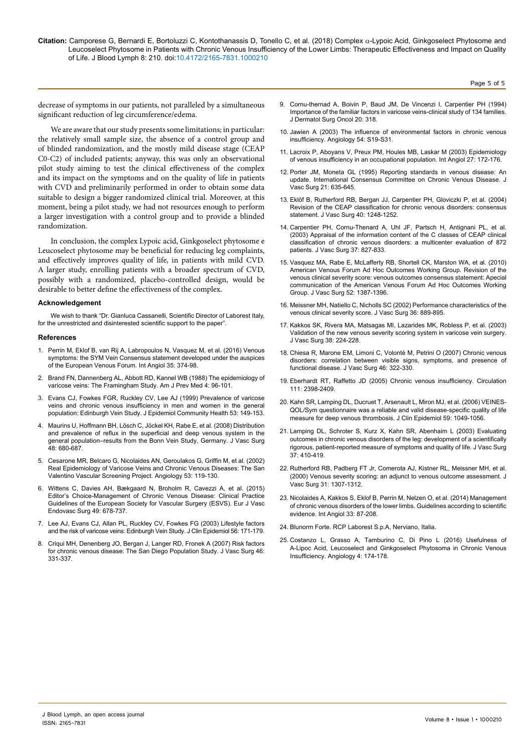decrease of symptoms in our patients, not paralleled by a simultaneous significant reduction of leg circumference/edema.

We are aware that our study presents some limitations; in particular: the relatively small sample size, the absence of a control group and of blinded randomization, and the mostly mild disease stage (CEAP C0-C2) of included patients; anyway, this was only an observational pilot study aiming to test the clinical effectiveness of the complex and its impact on the symptoms and on the quality of life in patients with CVD and preliminarily performed in order to obtain some data suitable to design a bigger randomized clinical trial. Moreover, at this moment, being a pilot study, we had not resources enough to perform a larger investigation with a control group and to provide a blinded randomization.

In conclusion, the complex Lypoic acid, Ginkgoselect phytosome e Leucoselect phytosome may be beneficial for reducing leg complaints, and effectively improves quality of life, in patients with mild CVD. A larger study, enrolling patients with a broader spectrum of CVD, possibly with a randomized, placebo-controlled design, would be desirable to better define the effectiveness of the complex.

### Acknowledgement

We wish to thank "Dr. Gianluca Cassanelli, Scientific Director of Laborest Italy, for the unrestricted and disinterested scientific support to the paper".

### References

1. Perrin M, Eklof B, van Rij A, Labropoulos N, Vasquez M, et al. (2016) Venous symptoms: the SYM Vein Consensus statement developed under the auspices of the European Venous Forum. Int Angiol 35: 374-98.
2. Brand FN, Dannenberg AL, Abbott RD, Kannel WB (1988) The epidemiology of varicose veins: The Framingham Study. Am J Prev Med 4: 96-101.
3. Evans CJ, Fowkes FGR, Ruckley CV, Lee AJ (1999) Prevalence of varicose veins and chronic venous insufficiency in men and women in the general population: Edinburgh Vein Study. J Epidemiol Community Health 53: 149-153.
4. Maurins U, Hoffmann BH, Lösch C, Jöckel KH, Rabe E, et al. (2008) Distribution and prevalence of reflux in the superficial and deep venous system in the general population–results from the Bonn Vein Study, Germany. J Vasc Surg 48: 680-687.
5. Cesarone MR, Belcaro G, Nicolaides AN, Geroulakos G, Griffin M, et al. (2002) Real Epidemiology of Varicose Veins and Chronic Venous Diseases: The San Valentino Vascular Screening Project. Angiology 53: 119-130.
6. Wittens C, Davies AH, Bækgaard N, Broholm R, Cavezzi A, et al. (2015) Editor's Choice-Management of Chronic Venous Disease: Clinical Practice Guidelines of the European Society for Vascular Surgery (ESVS). Eur J Vasc Endovasc Surg 49: 678-737.
7. Lee AJ, Evans CJ, Allan PL, Ruckley CV, Fowkes FG (2003) Lifestyle factors and the risk of varicose veins: Edinburgh Vein Study. J Clin Epidemiol 56: 171-179.
8. Criqui MH, Denenberg JO, Bergan J, Langer RD, Fronek A (2007) Risk factors for chronic venous disease: The San Diego Population Study. J Vasc Surg 46: 331-337.
9. Cornu-thernad A, Boivin P, Baud JM, De Vincenzi I, Carpentier PH (1994) Importance of the familiar factors in varicose veins-clinical study of 134 families. J Dermatol Surg Oncol 20: 318.
10. Jawien A (2003) The influence of environmental factors in chronic venous insufficiency. Angiology 54: S19-S31.
11. Lacroix P, Aboyans V, Preux PM, Houles MB, Laskar M (2003) Epidemiology of venous insufficiency in an occupational population. Int Angiol 27: 172-176.
12. Porter JM, Moneta GL (1995) Reporting standards in venous disease: An update. International Consensus Committee on Chronic Venous Disease. J Vasc Surg 21: 635-645.
13. Eklöf B, Rutherford RB, Bergan JJ, Carpentier PH, Gloviczki P, et al. (2004) Revision of the CEAP classification for chronic venous disorders: consensus statement. J Vasc Surg 40: 1248-1252.
14. Carpentier PH, Cornu-Thenard A, Uhl JF, Partsch H, Antignani PL, et al. (2003) Appraisal of the information content of the C classes of CEAP clinical classification of chronic venous disorders: a multicenter evaluation of 872 patients. J Vasc Surg 37: 827-833.
15. Vasquez MA, Rabe E, McLafferty RB, Shortell CK, Marston WA, et al. (2010) American Venous Forum Ad Hoc Outcomes Working Group. Revision of the venous clinical severity score: venous outcomes consensus statement: Apecial communication of the American Venous Forum Ad Hoc Outcomes Working Group. J Vasc Surg 52: 1387-1396.
16. Meissner MH, Natiello C, Nicholls SC (2002) Performance characteristics of the venous clinical severity score. J Vasc Surg 36: 889-895.
17. Kakkos SK, Rivera MA, Matsagas MI, Lazarides MK, Robless P, et al. (2003) Validation of the new venous severity scoring system in varicose vein surgery. J Vasc Surg 38: 224-228.
18. Chiesa R, Marone EM, Limoni C, Volontè M, Petrini O (2007) Chronic venous disorders: correlation between visible signs, symptoms, and presence of functional disease. J Vasc Surg 46: 322-330.
19. Eberhardt RT, Raffetto JD (2005) Chronic venous insufficiency. Circulation 111: 2398-2409.
20. Kahn SR, Lamping DL, Ducruet T, Arsenault L, Miron MJ, et al. (2006) VEINES-QOL/Sym questionnaire was a reliable and valid disease-specific quality of life measure for deep venous thrombosis. J Clin Epidemiol 59: 1049-1056.
21. Lamping DL, Schroter S, Kurz X, Kahn SR, Abenhaim L (2003) Evaluating outcomes in chronic venous disorders of the leg: development of a scientifically rigorous, patient-reported measure of symptoms and quality of life. J Vasc Surg 37: 410-419.
22. Rutherford RB, Padberg FT Jr, Comerota AJ, Kistner RL, Meissner MH, et al. (2000) Venous severity scoring: an adjunct to venous outcome assessment. J Vasc Surg 31: 1307-1312.
23. Nicolaides A, Kakkos S, Eklof B, Perrin M, Nelzen O, et al. (2014) Management of chronic venous disorders of the lower limbs. Guidelines according to scientific evidence. Int Angiol 33: 87-208.
24. Blunorm Forte. RCP Laborest S.p.A, Nerviano, Italia.
25. Costanzo L, Grasso A, Tamburino C, Di Pino L (2016) Usefulness of A-Lipoc Acid, Leucoselect and Ginkgoselect Phytosoma in Chronic Venous Insufficiency. Angiology 4: 174-178.